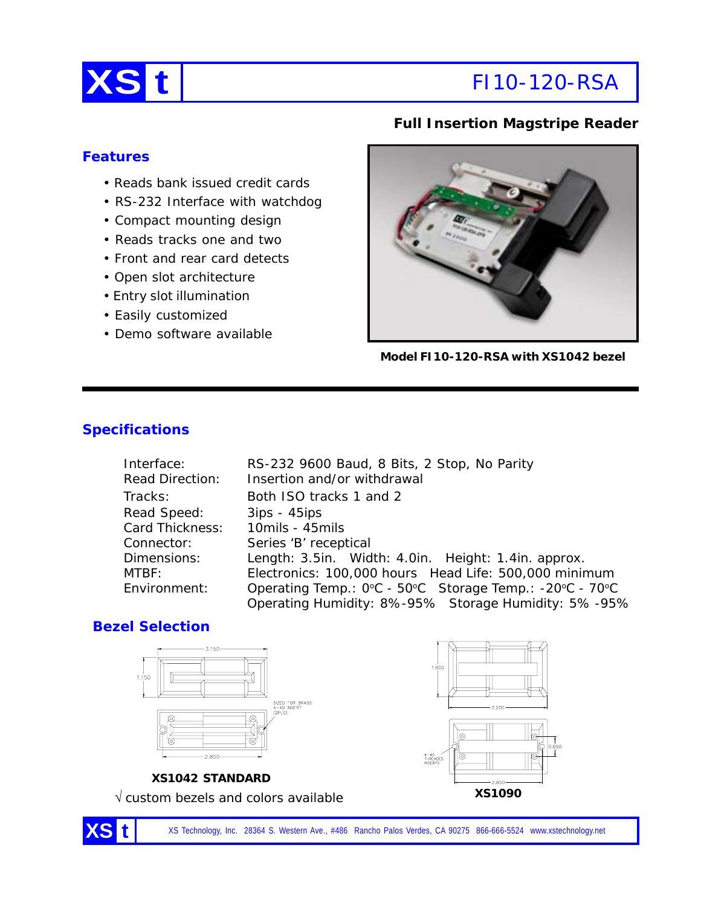# XS t — FI10-120-RSA

## Full Insertion Magstripe Reader

### Features

- Reads bank issued credit cards
- RS-232 Interface with watchdog
- Compact mounting design
- Reads tracks one and two
- Front and rear card detects
- Open slot architecture
- Entry slot illumination
- Easily customized
- Demo software available

**Model FI10-120-RSA with XS1042 bezel**

### Specifications

| | |
|---|---|
| Interface: | RS-232 9600 Baud, 8 Bits, 2 Stop, No Parity |
| Read Direction: | Insertion and/or withdrawal |
| Tracks: | Both ISO tracks 1 and 2 |
| Read Speed: | 3ips - 45ips |
| Card Thickness: | 10mils - 45mils |
| Connector: | Series 'B' receptical |
| Dimensions: | Length: 3.5in. Width: 4.0in. Height: 1.4in. approx. |
| MTBF: | Electronics: 100,000 hours Head Life: 500,000 minimum |
| Environment: | Operating Temp.: 0°C - 50°C Storage Temp.: -20°C - 70°C<br>Operating Humidity: 8%-95% Storage Humidity: 5% -95% |

### Bezel Selection

3.150

1.150

SIZED FOR BRASS 4-40 INSERT (2PLS)

2.850

**XS1042 STANDARD**

√ custom bezels and colors available

1.800

3.200

0.650

4-40 THREADED INSERTS

2.850

**XS1090**

XS Technology, Inc. 28364 S. Western Ave., #486 Rancho Palos Verdes, CA 90275 866-666-5524 www.xstechnology.net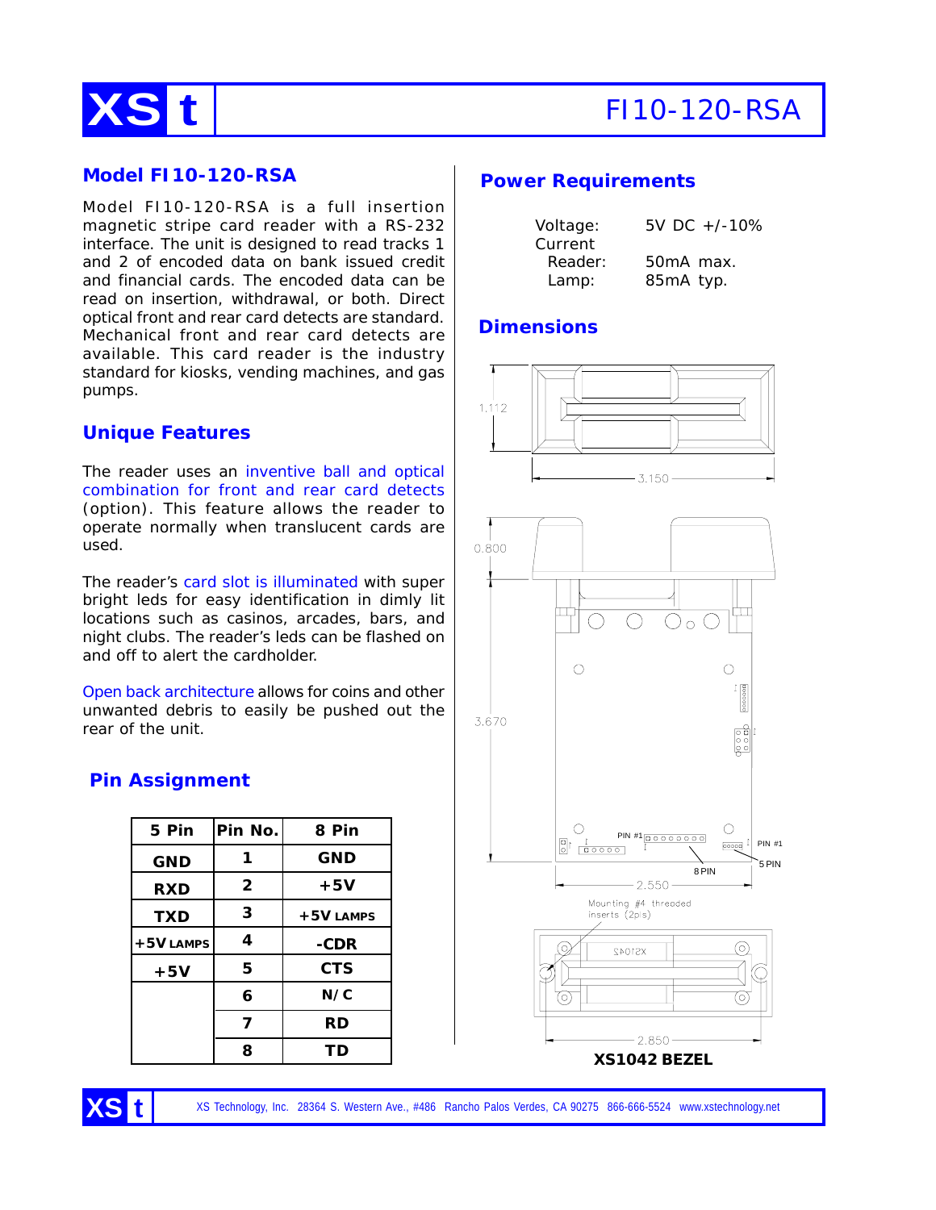# FI10-120-RSA

## Model FI10-120-RSA

Model FI10-120-RSA is a full insertion magnetic stripe card reader with a RS-232 interface. The unit is designed to read tracks 1 and 2 of encoded data on bank issued credit and financial cards. The encoded data can be read on insertion, withdrawal, or both. Direct optical front and rear card detects are standard. Mechanical front and rear card detects are available. This card reader is the industry standard for kiosks, vending machines, and gas pumps.

## Unique Features

The reader uses an inventive ball and optical combination for front and rear card detects (option). This feature allows the reader to operate normally when translucent cards are used.

The reader's card slot is illuminated with super bright leds for easy identification in dimly lit locations such as casinos, arcades, bars, and night clubs. The reader's leds can be flashed on and off to alert the cardholder.

Open back architecture allows for coins and other unwanted debris to easily be pushed out the rear of the unit.

## Pin Assignment

| 5 Pin | Pin No. | 8 Pin |
|---|---|---|
| GND | 1 | GND |
| RXD | 2 | +5V |
| TXD | 3 | +5V LAMPS |
| +5V LAMPS | 4 | -CDR |
| +5V | 5 | CTS |
| | 6 | N/C |
| | 7 | RD |
| | 8 | TD |

## Power Requirements

| | |
|---|---|
| Voltage: | 5V DC +/-10% |
| Current | |
| Reader: | 50mA max. |
| Lamp: | 85mA typ. |

## Dimensions

1.112

3.150

0.800

3.670

PIN #1

PIN #1

8 PIN

5 PIN

2.550

Mounting #4 threaded inserts (2pls)

XS1042

2.850

**XS1042 BEZEL**

XS Technology, Inc. 28364 S. Western Ave., #486 Rancho Palos Verdes, CA 90275 866-666-5524 www.xstechnology.net